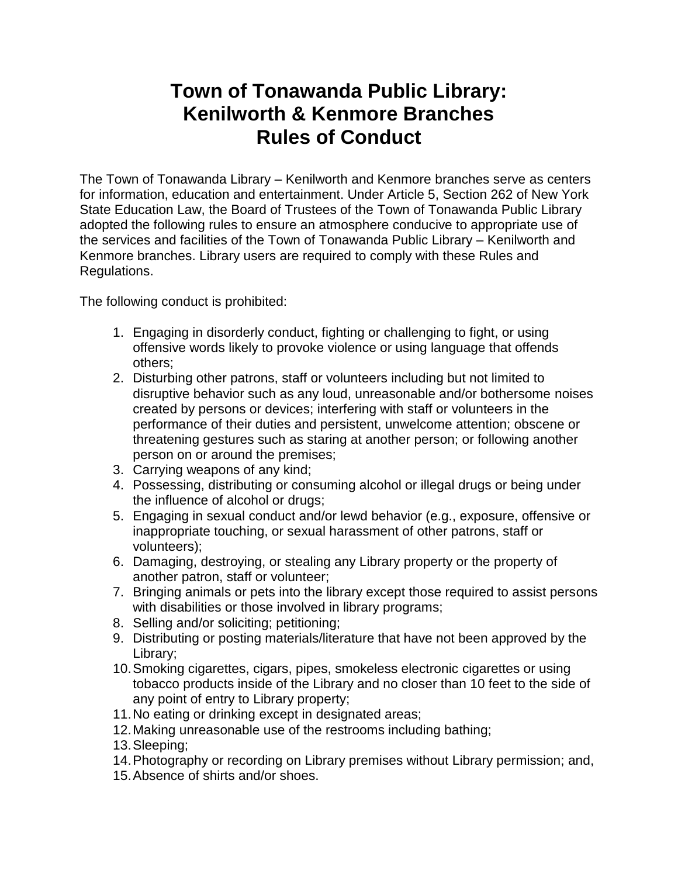# Town of Tonawanda Public Library: Kenilworth & Kenmore Branches Rules of Conduct

The Town of Tonawanda Library – Kenilworth and Kenmore branches serve as centers for information, education and entertainment. Under Article 5, Section 262 of New York State Education Law, the Board of Trustees of the Town of Tonawanda Public Library adopted the following rules to ensure an atmosphere conducive to appropriate use of the services and facilities of the Town of Tonawanda Public Library – Kenilworth and Kenmore branches. Library users are required to comply with these Rules and Regulations.

The following conduct is prohibited:

1. Engaging in disorderly conduct, fighting or challenging to fight, or using offensive words likely to provoke violence or using language that offends others;
2. Disturbing other patrons, staff or volunteers including but not limited to disruptive behavior such as any loud, unreasonable and/or bothersome noises created by persons or devices; interfering with staff or volunteers in the performance of their duties and persistent, unwelcome attention; obscene or threatening gestures such as staring at another person; or following another person on or around the premises;
3. Carrying weapons of any kind;
4. Possessing, distributing or consuming alcohol or illegal drugs or being under the influence of alcohol or drugs;
5. Engaging in sexual conduct and/or lewd behavior (e.g., exposure, offensive or inappropriate touching, or sexual harassment of other patrons, staff or volunteers);
6. Damaging, destroying, or stealing any Library property or the property of another patron, staff or volunteer;
7. Bringing animals or pets into the library except those required to assist persons with disabilities or those involved in library programs;
8. Selling and/or soliciting; petitioning;
9. Distributing or posting materials/literature that have not been approved by the Library;
10. Smoking cigarettes, cigars, pipes, smokeless electronic cigarettes or using tobacco products inside of the Library and no closer than 10 feet to the side of any point of entry to Library property;
11. No eating or drinking except in designated areas;
12. Making unreasonable use of the restrooms including bathing;
13. Sleeping;
14. Photography or recording on Library premises without Library permission; and,
15. Absence of shirts and/or shoes.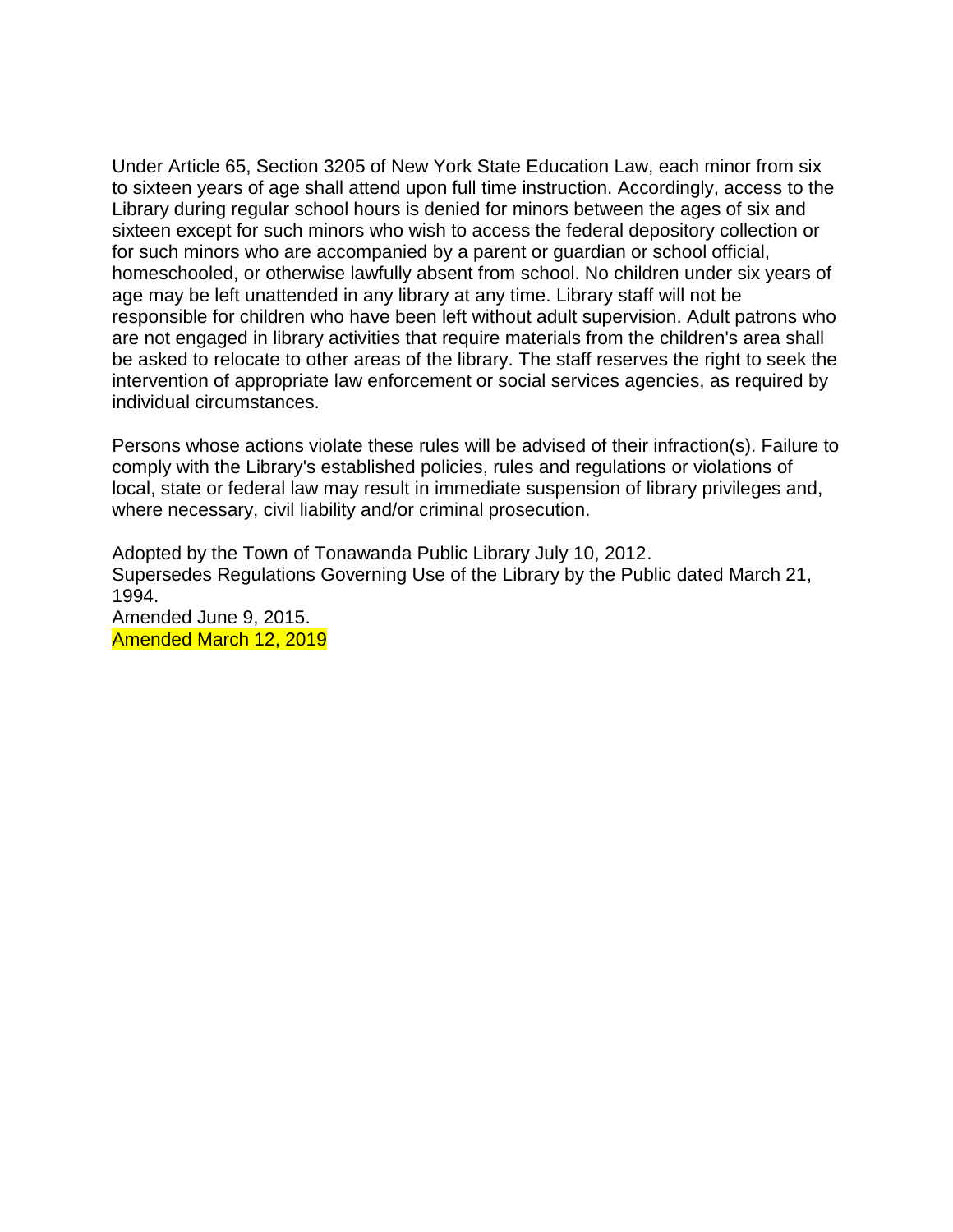Under Article 65, Section 3205 of New York State Education Law, each minor from six to sixteen years of age shall attend upon full time instruction. Accordingly, access to the Library during regular school hours is denied for minors between the ages of six and sixteen except for such minors who wish to access the federal depository collection or for such minors who are accompanied by a parent or guardian or school official, homeschooled, or otherwise lawfully absent from school. No children under six years of age may be left unattended in any library at any time. Library staff will not be responsible for children who have been left without adult supervision. Adult patrons who are not engaged in library activities that require materials from the children's area shall be asked to relocate to other areas of the library. The staff reserves the right to seek the intervention of appropriate law enforcement or social services agencies, as required by individual circumstances.

Persons whose actions violate these rules will be advised of their infraction(s). Failure to comply with the Library's established policies, rules and regulations or violations of local, state or federal law may result in immediate suspension of library privileges and, where necessary, civil liability and/or criminal prosecution.

Adopted by the Town of Tonawanda Public Library July 10, 2012.
Supersedes Regulations Governing Use of the Library by the Public dated March 21, 1994.
Amended June 9, 2015.
Amended March 12, 2019